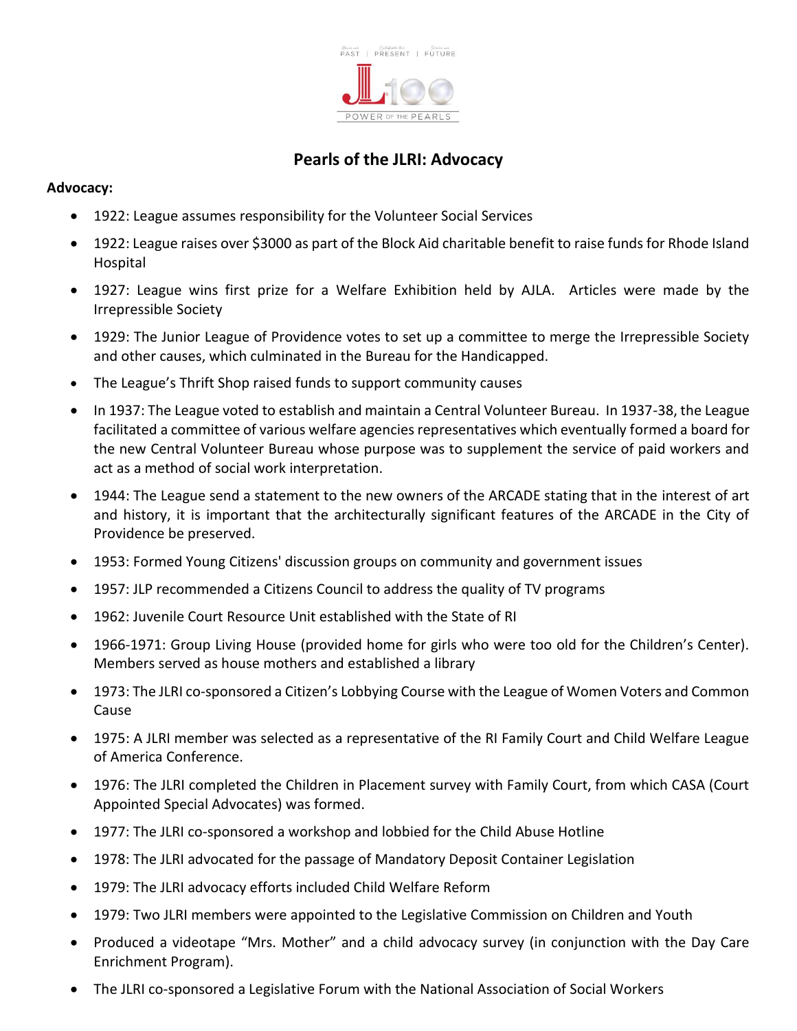# Pearls of the JLRI: Advocacy

**Advocacy:**

- 1922: League assumes responsibility for the Volunteer Social Services
- 1922: League raises over $3000 as part of the Block Aid charitable benefit to raise funds for Rhode Island Hospital
- 1927: League wins first prize for a Welfare Exhibition held by AJLA. Articles were made by the Irrepressible Society
- 1929: The Junior League of Providence votes to set up a committee to merge the Irrepressible Society and other causes, which culminated in the Bureau for the Handicapped.
- The League's Thrift Shop raised funds to support community causes
- In 1937: The League voted to establish and maintain a Central Volunteer Bureau. In 1937-38, the League facilitated a committee of various welfare agencies representatives which eventually formed a board for the new Central Volunteer Bureau whose purpose was to supplement the service of paid workers and act as a method of social work interpretation.
- 1944: The League send a statement to the new owners of the ARCADE stating that in the interest of art and history, it is important that the architecturally significant features of the ARCADE in the City of Providence be preserved.
- 1953: Formed Young Citizens' discussion groups on community and government issues
- 1957: JLP recommended a Citizens Council to address the quality of TV programs
- 1962: Juvenile Court Resource Unit established with the State of RI
- 1966-1971: Group Living House (provided home for girls who were too old for the Children's Center). Members served as house mothers and established a library
- 1973: The JLRI co-sponsored a Citizen's Lobbying Course with the League of Women Voters and Common Cause
- 1975: A JLRI member was selected as a representative of the RI Family Court and Child Welfare League of America Conference.
- 1976: The JLRI completed the Children in Placement survey with Family Court, from which CASA (Court Appointed Special Advocates) was formed.
- 1977: The JLRI co-sponsored a workshop and lobbied for the Child Abuse Hotline
- 1978: The JLRI advocated for the passage of Mandatory Deposit Container Legislation
- 1979: The JLRI advocacy efforts included Child Welfare Reform
- 1979: Two JLRI members were appointed to the Legislative Commission on Children and Youth
- Produced a videotape "Mrs. Mother" and a child advocacy survey (in conjunction with the Day Care Enrichment Program).
- The JLRI co-sponsored a Legislative Forum with the National Association of Social Workers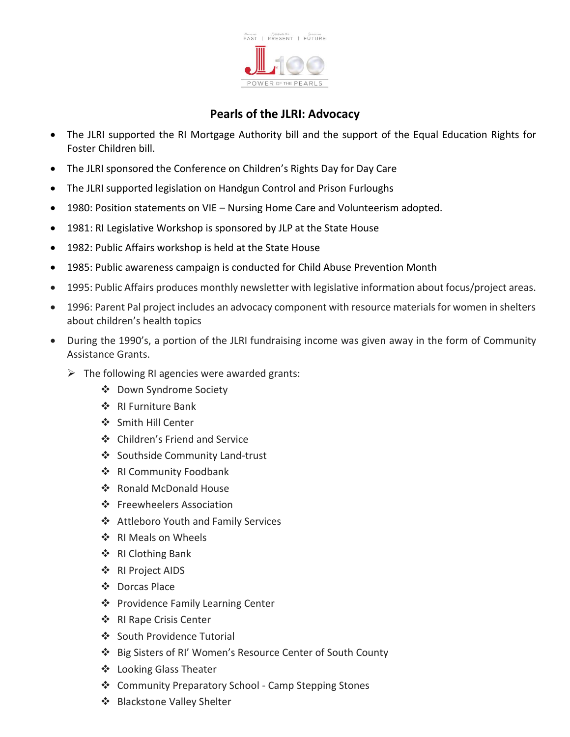## Pearls of the JLRI: Advocacy

- The JLRI supported the RI Mortgage Authority bill and the support of the Equal Education Rights for Foster Children bill.
- The JLRI sponsored the Conference on Children's Rights Day for Day Care
- The JLRI supported legislation on Handgun Control and Prison Furloughs
- 1980: Position statements on VIE – Nursing Home Care and Volunteerism adopted.
- 1981: RI Legislative Workshop is sponsored by JLP at the State House
- 1982: Public Affairs workshop is held at the State House
- 1985: Public awareness campaign is conducted for Child Abuse Prevention Month
- 1995: Public Affairs produces monthly newsletter with legislative information about focus/project areas.
- 1996: Parent Pal project includes an advocacy component with resource materials for women in shelters about children's health topics
- During the 1990's, a portion of the JLRI fundraising income was given away in the form of Community Assistance Grants.
  - The following RI agencies were awarded grants:
    - Down Syndrome Society
    - RI Furniture Bank
    - Smith Hill Center
    - Children's Friend and Service
    - Southside Community Land-trust
    - RI Community Foodbank
    - Ronald McDonald House
    - Freewheelers Association
    - Attleboro Youth and Family Services
    - RI Meals on Wheels
    - RI Clothing Bank
    - RI Project AIDS
    - Dorcas Place
    - Providence Family Learning Center
    - RI Rape Crisis Center
    - South Providence Tutorial
    - Big Sisters of RI' Women's Resource Center of South County
    - Looking Glass Theater
    - Community Preparatory School - Camp Stepping Stones
    - Blackstone Valley Shelter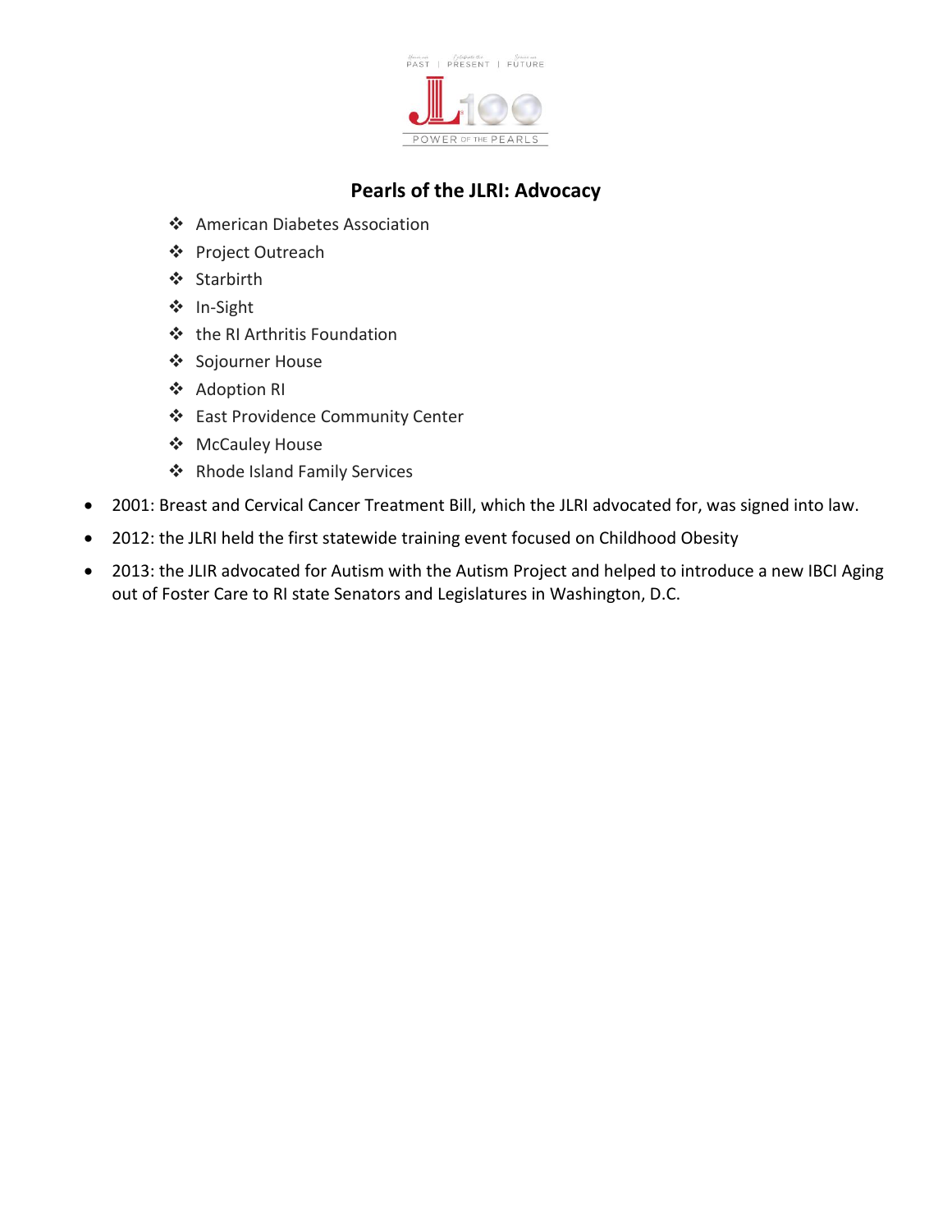## Pearls of the JLRI: Advocacy

- American Diabetes Association
- Project Outreach
- Starbirth
- In-Sight
- the RI Arthritis Foundation
- Sojourner House
- Adoption RI
- East Providence Community Center
- McCauley House
- Rhode Island Family Services

- 2001: Breast and Cervical Cancer Treatment Bill, which the JLRI advocated for, was signed into law.
- 2012: the JLRI held the first statewide training event focused on Childhood Obesity
- 2013: the JLIR advocated for Autism with the Autism Project and helped to introduce a new IBCI Aging out of Foster Care to RI state Senators and Legislatures in Washington, D.C.